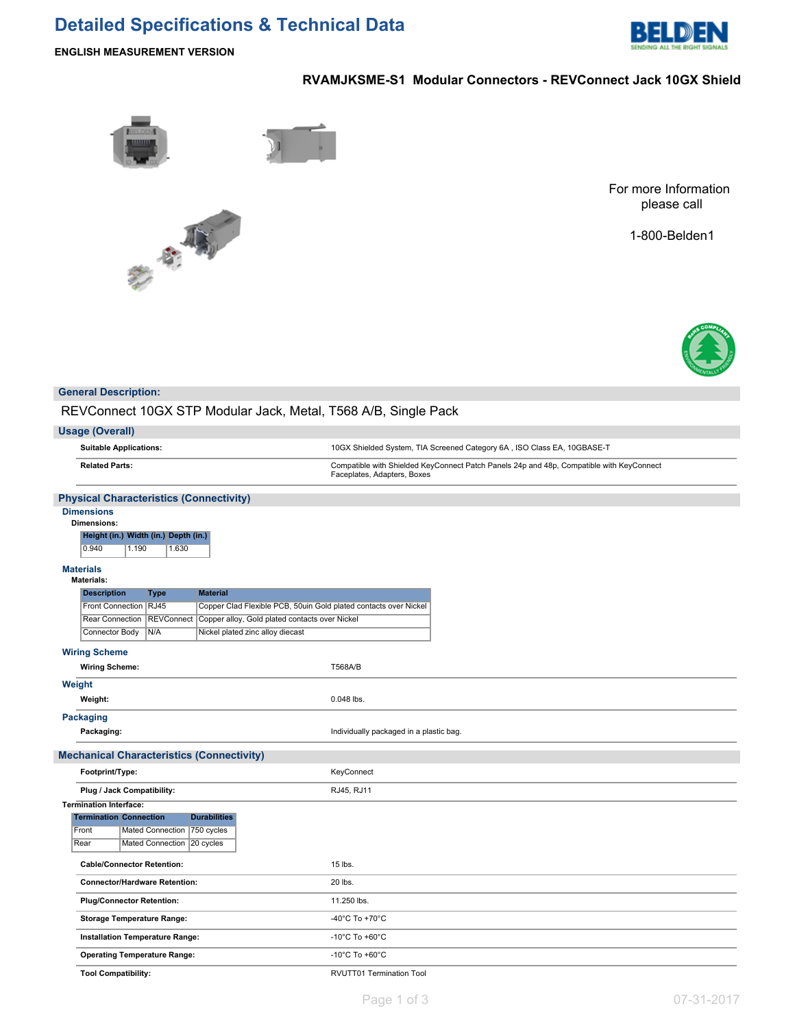# Detailed Specifications & Technical Data

**ENGLISH MEASUREMENT VERSION**

## RVAMJKSME-S1 Modular Connectors - REVConnect Jack 10GX Shield

For more Information please call

1-800-Belden1

## General Description:

REVConnect 10GX STP Modular Jack, Metal, T568 A/B, Single Pack

## Usage (Overall)

| | |
|---|---|
| **Suitable Applications:** | 10GX Shielded System, TIA Screened Category 6A , ISO Class EA, 10GBASE-T |
| **Related Parts:** | Compatible with Shielded KeyConnect Patch Panels 24p and 48p, Compatible with KeyConnect Faceplates, Adapters, Boxes |

## Physical Characteristics (Connectivity)

### Dimensions

**Dimensions:**

| Height (in.) | Width (in.) | Depth (in.) |
|---|---|---|
| 0.940 | 1.190 | 1.630 |

### Materials

**Materials:**

| Description | Type | Material |
|---|---|---|
| Front Connection | RJ45 | Copper Clad Flexible PCB, 50uin Gold plated contacts over Nickel |
| Rear Connection | REVConnect | Copper alloy, Gold plated contacts over Nickel |
| Connector Body | N/A | Nickel plated zinc alloy diecast |

### Wiring Scheme

| | |
|---|---|
| **Wiring Scheme:** | T568A/B |

### Weight

| | |
|---|---|
| **Weight:** | 0.048 lbs. |

### Packaging

| | |
|---|---|
| **Packaging:** | Individually packaged in a plastic bag. |

## Mechanical Characteristics (Connectivity)

| | |
|---|---|
| **Footprint/Type:** | KeyConnect |
| **Plug / Jack Compatibility:** | RJ45, RJ11 |

**Termination Interface:**

| Termination | Connection | Durabilities |
|---|---|---|
| Front | Mated Connection | 750 cycles |
| Rear | Mated Connection | 20 cycles |

| | |
|---|---|
| **Cable/Connector Retention:** | 15 lbs. |
| **Connector/Hardware Retention:** | 20 lbs. |
| **Plug/Connector Retention:** | 11.250 lbs. |
| **Storage Temperature Range:** | -40°C To +70°C |
| **Installation Temperature Range:** | -10°C To +60°C |
| **Operating Temperature Range:** | -10°C To +60°C |
| **Tool Compatibility:** | RVUTT01 Termination Tool |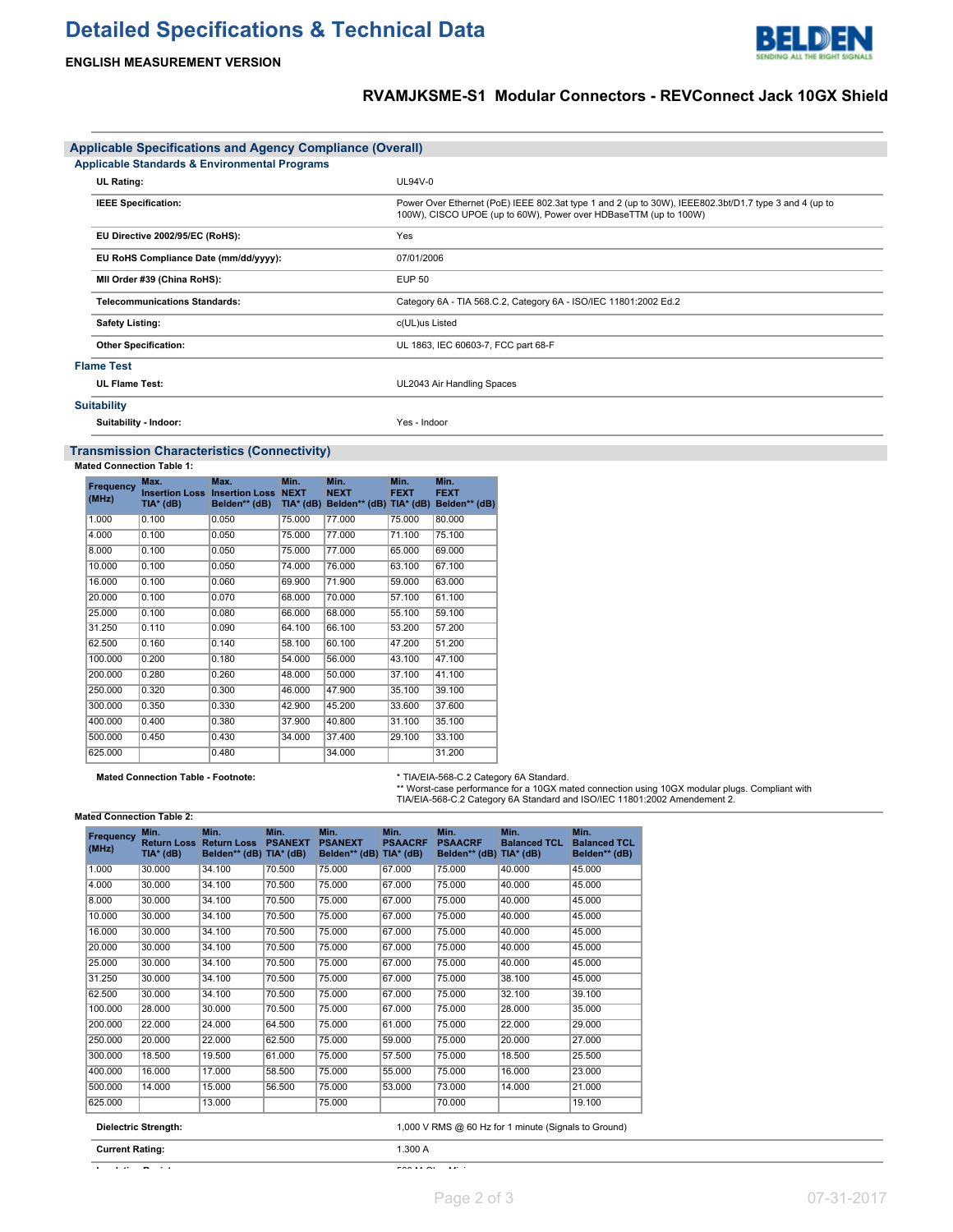# Detailed Specifications & Technical Data

**ENGLISH MEASUREMENT VERSION**

## RVAMJKSME-S1 Modular Connectors - REVConnect Jack 10GX Shield

## Applicable Specifications and Agency Compliance (Overall)

### Applicable Standards & Environmental Programs

| | |
|---|---|
| **UL Rating:** | UL94V-0 |
| **IEEE Specification:** | Power Over Ethernet (PoE) IEEE 802.3at type 1 and 2 (up to 30W), IEEE802.3bt/D1.7 type 3 and 4 (up to 100W), CISCO UPOE (up to 60W), Power over HDBaseTTM (up to 100W) |
| **EU Directive 2002/95/EC (RoHS):** | Yes |
| **EU RoHS Compliance Date (mm/dd/yyyy):** | 07/01/2006 |
| **MII Order #39 (China RoHS):** | EUP 50 |
| **Telecommunications Standards:** | Category 6A - TIA 568.C.2, Category 6A - ISO/IEC 11801:2002 Ed.2 |
| **Safety Listing:** | c(UL)us Listed |
| **Other Specification:** | UL 1863, IEC 60603-7, FCC part 68-F |

### Flame Test

| | |
|---|---|
| **UL Flame Test:** | UL2043 Air Handling Spaces |

### Suitability

| | |
|---|---|
| **Suitability - Indoor:** | Yes - Indoor |

## Transmission Characteristics (Connectivity)

**Mated Connection Table 1:**

| Frequency (MHz) | Max. Insertion Loss TIA* (dB) | Max. Insertion Loss Belden** (dB) | Min. NEXT TIA* (dB) | Min. NEXT Belden** (dB) | Min. FEXT TIA* (dB) | Min. FEXT Belden** (dB) |
|---|---|---|---|---|---|---|
| 1.000 | 0.100 | 0.050 | 75.000 | 77.000 | 75.000 | 80.000 |
| 4.000 | 0.100 | 0.050 | 75.000 | 77.000 | 71.100 | 75.100 |
| 8.000 | 0.100 | 0.050 | 75.000 | 77.000 | 65.000 | 69.000 |
| 10.000 | 0.100 | 0.050 | 74.000 | 76.000 | 63.100 | 67.100 |
| 16.000 | 0.100 | 0.060 | 69.900 | 71.900 | 59.000 | 63.000 |
| 20.000 | 0.100 | 0.070 | 68.000 | 70.000 | 57.100 | 61.100 |
| 25.000 | 0.100 | 0.080 | 66.000 | 68.000 | 55.100 | 59.100 |
| 31.250 | 0.110 | 0.090 | 64.100 | 66.100 | 53.200 | 57.200 |
| 62.500 | 0.160 | 0.140 | 58.100 | 60.100 | 47.200 | 51.200 |
| 100.000 | 0.200 | 0.180 | 54.000 | 56.000 | 43.100 | 47.100 |
| 200.000 | 0.280 | 0.260 | 48.000 | 50.000 | 37.100 | 41.100 |
| 250.000 | 0.320 | 0.300 | 46.000 | 47.900 | 35.100 | 39.100 |
| 300.000 | 0.350 | 0.330 | 42.900 | 45.200 | 33.600 | 37.600 |
| 400.000 | 0.400 | 0.380 | 37.900 | 40.800 | 31.100 | 35.100 |
| 500.000 | 0.450 | 0.430 | 34.000 | 37.400 | 29.100 | 33.100 |
| 625.000 | | 0.480 | | 34.000 | | 31.200 |

| | |
|---|---|
| **Mated Connection Table - Footnote:** | * TIA/EIA-568-C.2 Category 6A Standard.<br>** Worst-case performance for a 10GX mated connection using 10GX modular plugs. Compliant with TIA/EIA-568-C.2 Category 6A Standard and ISO/IEC 11801:2002 Amendement 2. |

**Mated Connection Table 2:**

| Frequency (MHz) | Min. Return Loss TIA* (dB) | Min. Return Loss Belden** (dB) | Min. PSANEXT TIA* (dB) | Min. PSANEXT Belden** (dB) | Min. PSAACRF TIA* (dB) | Min. PSAACRF Belden** (dB) | Min. Balanced TCL TIA* (dB) | Min. Balanced TCL Belden** (dB) |
|---|---|---|---|---|---|---|---|---|
| 1.000 | 30.000 | 34.100 | 70.500 | 75.000 | 67.000 | 75.000 | 40.000 | 45.000 |
| 4.000 | 30.000 | 34.100 | 70.500 | 75.000 | 67.000 | 75.000 | 40.000 | 45.000 |
| 8.000 | 30.000 | 34.100 | 70.500 | 75.000 | 67.000 | 75.000 | 40.000 | 45.000 |
| 10.000 | 30.000 | 34.100 | 70.500 | 75.000 | 67.000 | 75.000 | 40.000 | 45.000 |
| 16.000 | 30.000 | 34.100 | 70.500 | 75.000 | 67.000 | 75.000 | 40.000 | 45.000 |
| 20.000 | 30.000 | 34.100 | 70.500 | 75.000 | 67.000 | 75.000 | 40.000 | 45.000 |
| 25.000 | 30.000 | 34.100 | 70.500 | 75.000 | 67.000 | 75.000 | 40.000 | 45.000 |
| 31.250 | 30.000 | 34.100 | 70.500 | 75.000 | 67.000 | 75.000 | 38.100 | 45.000 |
| 62.500 | 30.000 | 34.100 | 70.500 | 75.000 | 67.000 | 75.000 | 32.100 | 39.100 |
| 100.000 | 28.000 | 30.000 | 70.500 | 75.000 | 67.000 | 75.000 | 28.000 | 35.000 |
| 200.000 | 22.000 | 24.000 | 64.500 | 75.000 | 61.000 | 75.000 | 22.000 | 29.000 |
| 250.000 | 20.000 | 22.000 | 62.500 | 75.000 | 59.000 | 75.000 | 20.000 | 27.000 |
| 300.000 | 18.500 | 19.500 | 61.000 | 75.000 | 57.500 | 75.000 | 18.500 | 25.500 |
| 400.000 | 16.000 | 17.000 | 58.500 | 75.000 | 55.000 | 75.000 | 16.000 | 23.000 |
| 500.000 | 14.000 | 15.000 | 56.500 | 75.000 | 53.000 | 73.000 | 14.000 | 21.000 |
| 625.000 | | 13.000 | | 75.000 | | 70.000 | | 19.100 |

| | |
|---|---|
| **Dielectric Strength:** | 1,000 V RMS @ 60 Hz for 1 minute (Signals to Ground) |
| **Current Rating:** | 1.300 A |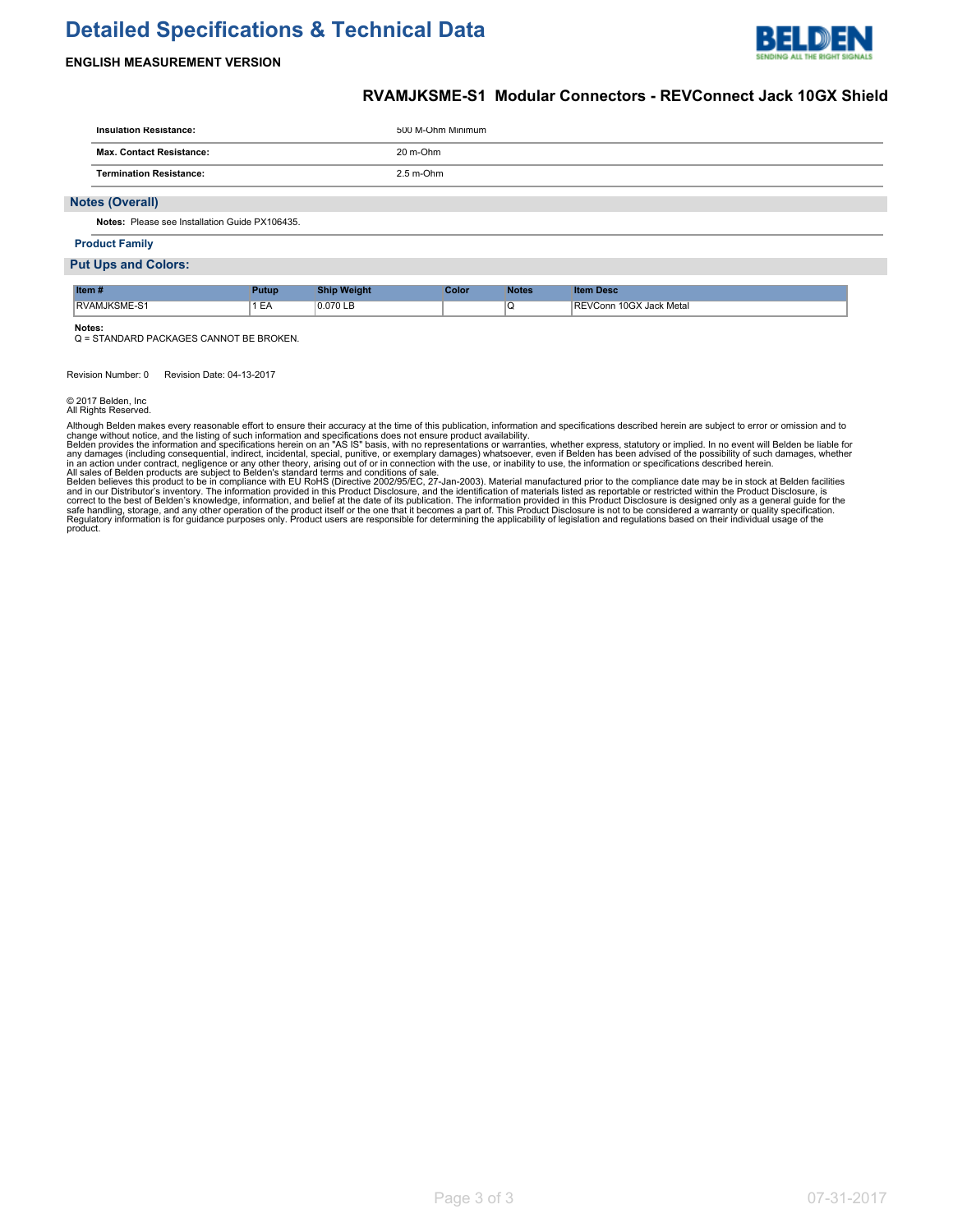# Detailed Specifications & Technical Data

**ENGLISH MEASUREMENT VERSION**

## RVAMJKSME-S1 Modular Connectors - REVConnect Jack 10GX Shield

| | |
|---|---|
| **Insulation Resistance:** | 500 M-Ohm Minimum |
| **Max. Contact Resistance:** | 20 m-Ohm |
| **Termination Resistance:** | 2.5 m-Ohm |

## Notes (Overall)

**Notes:** Please see Installation Guide PX106435.

### Product Family

## Put Ups and Colors:

| Item # | Putup | Ship Weight | Color | Notes | Item Desc |
|---|---|---|---|---|---|
| RVAMJKSME-S1 | 1 EA | 0.070 LB | | Q | REVConn 10GX Jack Metal |

**Notes:**
Q = STANDARD PACKAGES CANNOT BE BROKEN.

Revision Number: 0 Revision Date: 04-13-2017

© 2017 Belden, Inc
All Rights Reserved.

Although Belden makes every reasonable effort to ensure their accuracy at the time of this publication, information and specifications described herein are subject to error or omission and to change without notice, and the listing of such information and specifications does not ensure product availability.
Belden provides the information and specifications herein on an "AS IS" basis, with no representations or warranties, whether express, statutory or implied. In no event will Belden be liable for any damages (including consequential, indirect, incidental, special, punitive, or exemplary damages) whatsoever, even if Belden has been advised of the possibility of such damages, whether in an action under contract, negligence or any other theory, arising out of or in connection with the use, or inability to use, the information or specifications described herein.
All sales of Belden products are subject to Belden's standard terms and conditions of sale.
Belden believes this product to be in compliance with EU RoHS (Directive 2002/95/EC, 27-Jan-2003). Material manufactured prior to the compliance date may be in stock at Belden facilities and in our Distributor's inventory. The information provided in this Product Disclosure, and the identification of materials listed as reportable or restricted within the Product Disclosure, is correct to the best of Belden's knowledge, information, and belief at the date of its publication. The information provided in this Product Disclosure is designed only as a general guide for the safe handling, storage, and any other operation of the product itself or the one that it becomes a part of. This Product Disclosure is not to be considered a warranty or quality specification. Regulatory information is for guidance purposes only. Product users are responsible for determining the applicability of legislation and regulations based on their individual usage of the product.